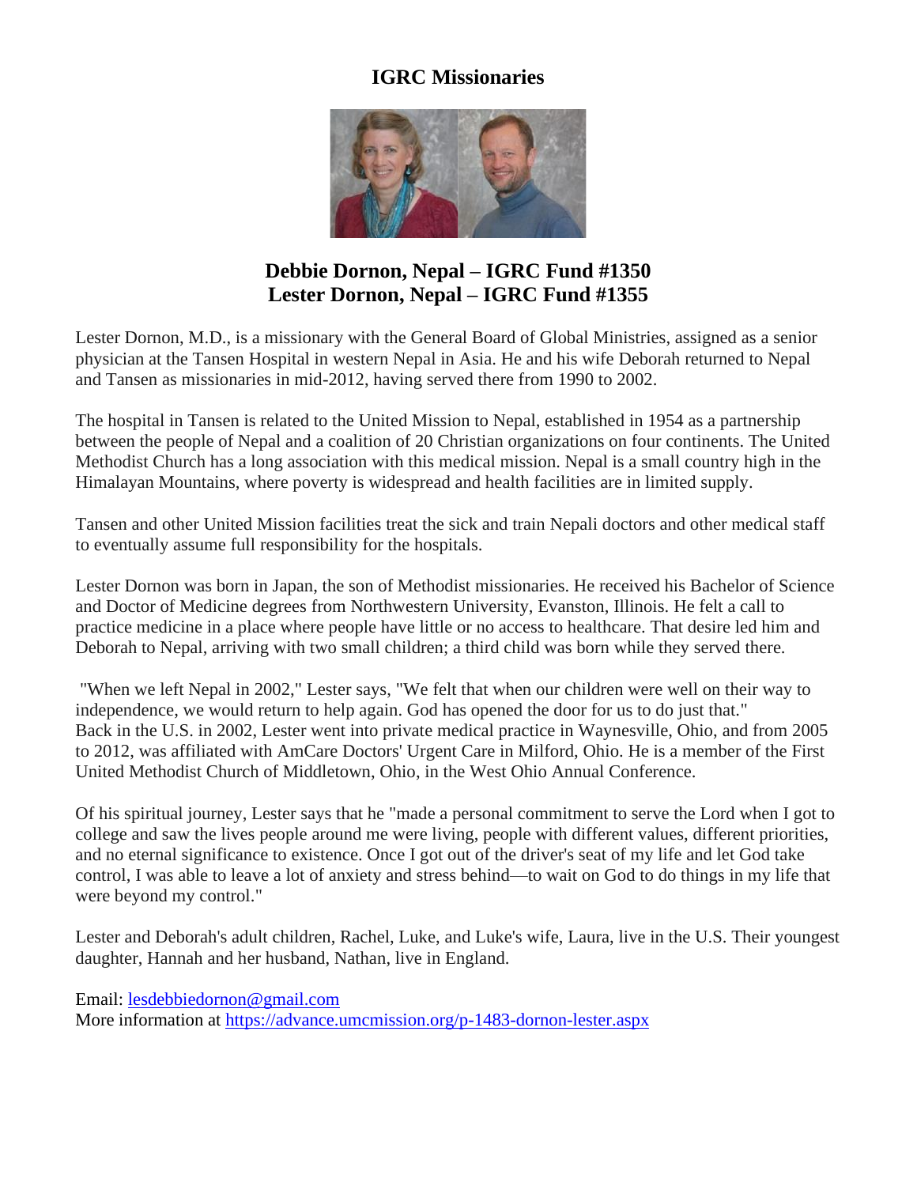# IGRC Missionaries

## Debbie Dornon, Nepal – IGRC Fund #1350
## Lester Dornon, Nepal – IGRC Fund #1355

Lester Dornon, M.D., is a missionary with the General Board of Global Ministries, assigned as a senior physician at the Tansen Hospital in western Nepal in Asia. He and his wife Deborah returned to Nepal and Tansen as missionaries in mid-2012, having served there from 1990 to 2002.

The hospital in Tansen is related to the United Mission to Nepal, established in 1954 as a partnership between the people of Nepal and a coalition of 20 Christian organizations on four continents. The United Methodist Church has a long association with this medical mission. Nepal is a small country high in the Himalayan Mountains, where poverty is widespread and health facilities are in limited supply.

Tansen and other United Mission facilities treat the sick and train Nepali doctors and other medical staff to eventually assume full responsibility for the hospitals.

Lester Dornon was born in Japan, the son of Methodist missionaries. He received his Bachelor of Science and Doctor of Medicine degrees from Northwestern University, Evanston, Illinois. He felt a call to practice medicine in a place where people have little or no access to healthcare. That desire led him and Deborah to Nepal, arriving with two small children; a third child was born while they served there.

"When we left Nepal in 2002," Lester says, "We felt that when our children were well on their way to independence, we would return to help again. God has opened the door for us to do just that."
Back in the U.S. in 2002, Lester went into private medical practice in Waynesville, Ohio, and from 2005 to 2012, was affiliated with AmCare Doctors' Urgent Care in Milford, Ohio. He is a member of the First United Methodist Church of Middletown, Ohio, in the West Ohio Annual Conference.

Of his spiritual journey, Lester says that he "made a personal commitment to serve the Lord when I got to college and saw the lives people around me were living, people with different values, different priorities, and no eternal significance to existence. Once I got out of the driver's seat of my life and let God take control, I was able to leave a lot of anxiety and stress behind—to wait on God to do things in my life that were beyond my control."

Lester and Deborah's adult children, Rachel, Luke, and Luke's wife, Laura, live in the U.S. Their youngest daughter, Hannah and her husband, Nathan, live in England.

Email: lesdebbiedornon@gmail.com
More information at https://advance.umcmission.org/p-1483-dornon-lester.aspx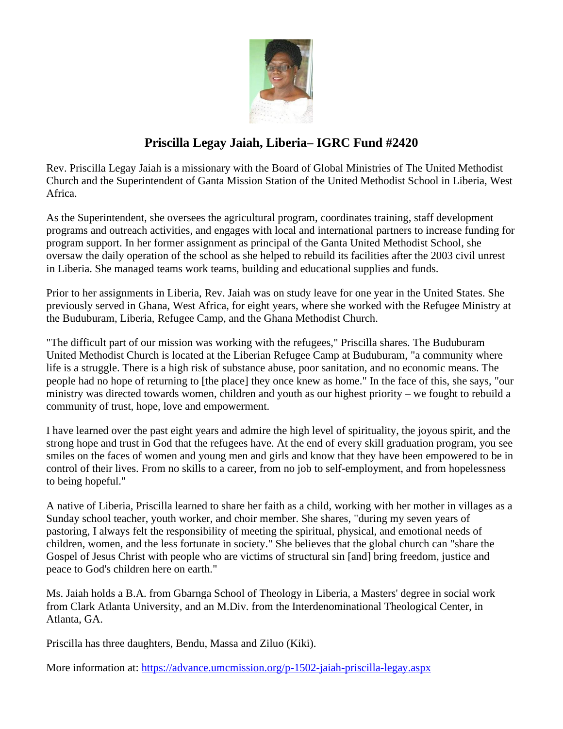## Priscilla Legay Jaiah, Liberia– IGRC Fund #2420

Rev. Priscilla Legay Jaiah is a missionary with the Board of Global Ministries of The United Methodist Church and the Superintendent of Ganta Mission Station of the United Methodist School in Liberia, West Africa.

As the Superintendent, she oversees the agricultural program, coordinates training, staff development programs and outreach activities, and engages with local and international partners to increase funding for program support. In her former assignment as principal of the Ganta United Methodist School, she oversaw the daily operation of the school as she helped to rebuild its facilities after the 2003 civil unrest in Liberia. She managed teams work teams, building and educational supplies and funds.

Prior to her assignments in Liberia, Rev. Jaiah was on study leave for one year in the United States. She previously served in Ghana, West Africa, for eight years, where she worked with the Refugee Ministry at the Buduburam, Liberia, Refugee Camp, and the Ghana Methodist Church.

"The difficult part of our mission was working with the refugees," Priscilla shares. The Buduburam United Methodist Church is located at the Liberian Refugee Camp at Buduburam, "a community where life is a struggle. There is a high risk of substance abuse, poor sanitation, and no economic means. The people had no hope of returning to [the place] they once knew as home." In the face of this, she says, "our ministry was directed towards women, children and youth as our highest priority – we fought to rebuild a community of trust, hope, love and empowerment.

I have learned over the past eight years and admire the high level of spirituality, the joyous spirit, and the strong hope and trust in God that the refugees have. At the end of every skill graduation program, you see smiles on the faces of women and young men and girls and know that they have been empowered to be in control of their lives. From no skills to a career, from no job to self-employment, and from hopelessness to being hopeful."

A native of Liberia, Priscilla learned to share her faith as a child, working with her mother in villages as a Sunday school teacher, youth worker, and choir member. She shares, "during my seven years of pastoring, I always felt the responsibility of meeting the spiritual, physical, and emotional needs of children, women, and the less fortunate in society." She believes that the global church can "share the Gospel of Jesus Christ with people who are victims of structural sin [and] bring freedom, justice and peace to God's children here on earth."

Ms. Jaiah holds a B.A. from Gbarnga School of Theology in Liberia, a Masters' degree in social work from Clark Atlanta University, and an M.Div. from the Interdenominational Theological Center, in Atlanta, GA.

Priscilla has three daughters, Bendu, Massa and Ziluo (Kiki).

More information at: https://advance.umcmission.org/p-1502-jaiah-priscilla-legay.aspx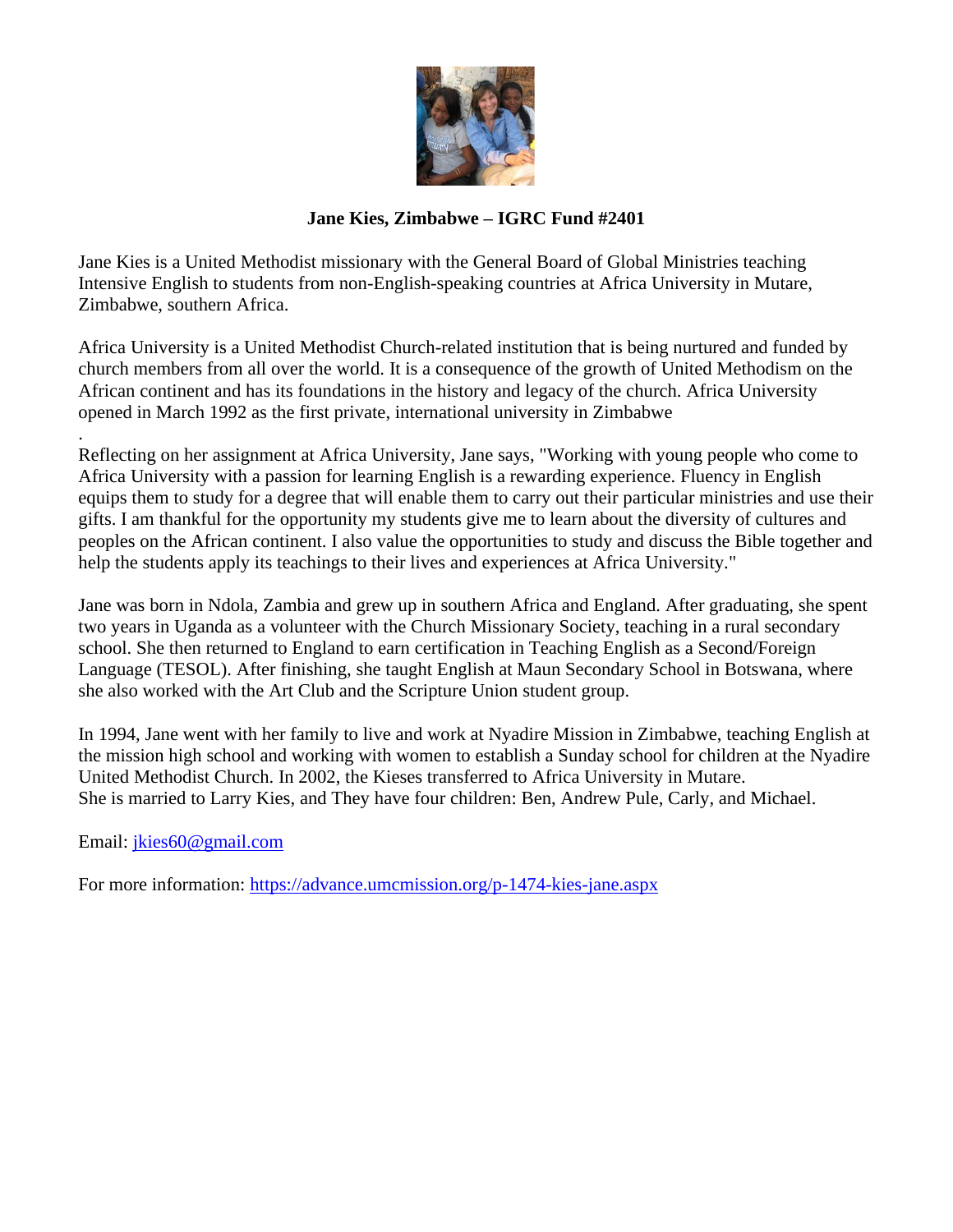**Jane Kies, Zimbabwe – IGRC Fund #2401**

Jane Kies is a United Methodist missionary with the General Board of Global Ministries teaching Intensive English to students from non-English-speaking countries at Africa University in Mutare, Zimbabwe, southern Africa.

Africa University is a United Methodist Church-related institution that is being nurtured and funded by church members from all over the world. It is a consequence of the growth of United Methodism on the African continent and has its foundations in the history and legacy of the church. Africa University opened in March 1992 as the first private, international university in Zimbabwe

.

Reflecting on her assignment at Africa University, Jane says, "Working with young people who come to Africa University with a passion for learning English is a rewarding experience. Fluency in English equips them to study for a degree that will enable them to carry out their particular ministries and use their gifts. I am thankful for the opportunity my students give me to learn about the diversity of cultures and peoples on the African continent. I also value the opportunities to study and discuss the Bible together and help the students apply its teachings to their lives and experiences at Africa University."

Jane was born in Ndola, Zambia and grew up in southern Africa and England. After graduating, she spent two years in Uganda as a volunteer with the Church Missionary Society, teaching in a rural secondary school. She then returned to England to earn certification in Teaching English as a Second/Foreign Language (TESOL). After finishing, she taught English at Maun Secondary School in Botswana, where she also worked with the Art Club and the Scripture Union student group.

In 1994, Jane went with her family to live and work at Nyadire Mission in Zimbabwe, teaching English at the mission high school and working with women to establish a Sunday school for children at the Nyadire United Methodist Church. In 2002, the Kieses transferred to Africa University in Mutare.
She is married to Larry Kies, and They have four children: Ben, Andrew Pule, Carly, and Michael.

Email: jkies60@gmail.com

For more information: https://advance.umcmission.org/p-1474-kies-jane.aspx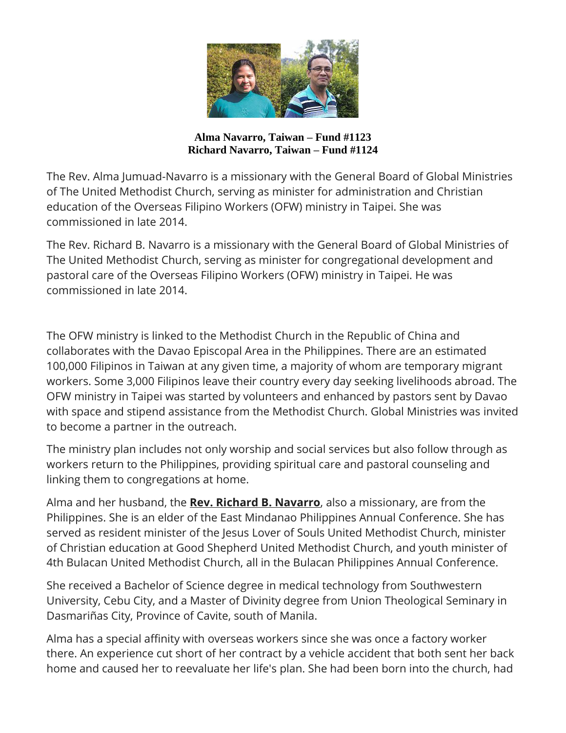**Alma Navarro, Taiwan – Fund #1123**
**Richard Navarro, Taiwan – Fund #1124**

The Rev. Alma Jumuad-Navarro is a missionary with the General Board of Global Ministries of The United Methodist Church, serving as minister for administration and Christian education of the Overseas Filipino Workers (OFW) ministry in Taipei. She was commissioned in late 2014.

The Rev. Richard B. Navarro is a missionary with the General Board of Global Ministries of The United Methodist Church, serving as minister for congregational development and pastoral care of the Overseas Filipino Workers (OFW) ministry in Taipei. He was commissioned in late 2014.

The OFW ministry is linked to the Methodist Church in the Republic of China and collaborates with the Davao Episcopal Area in the Philippines. There are an estimated 100,000 Filipinos in Taiwan at any given time, a majority of whom are temporary migrant workers. Some 3,000 Filipinos leave their country every day seeking livelihoods abroad. The OFW ministry in Taipei was started by volunteers and enhanced by pastors sent by Davao with space and stipend assistance from the Methodist Church. Global Ministries was invited to become a partner in the outreach.

The ministry plan includes not only worship and social services but also follow through as workers return to the Philippines, providing spiritual care and pastoral counseling and linking them to congregations at home.

Alma and her husband, the **Rev. Richard B. Navarro**, also a missionary, are from the Philippines. She is an elder of the East Mindanao Philippines Annual Conference. She has served as resident minister of the Jesus Lover of Souls United Methodist Church, minister of Christian education at Good Shepherd United Methodist Church, and youth minister of 4th Bulacan United Methodist Church, all in the Bulacan Philippines Annual Conference.

She received a Bachelor of Science degree in medical technology from Southwestern University, Cebu City, and a Master of Divinity degree from Union Theological Seminary in Dasmariñas City, Province of Cavite, south of Manila.

Alma has a special affinity with overseas workers since she was once a factory worker there. An experience cut short of her contract by a vehicle accident that both sent her back home and caused her to reevaluate her life's plan. She had been born into the church, had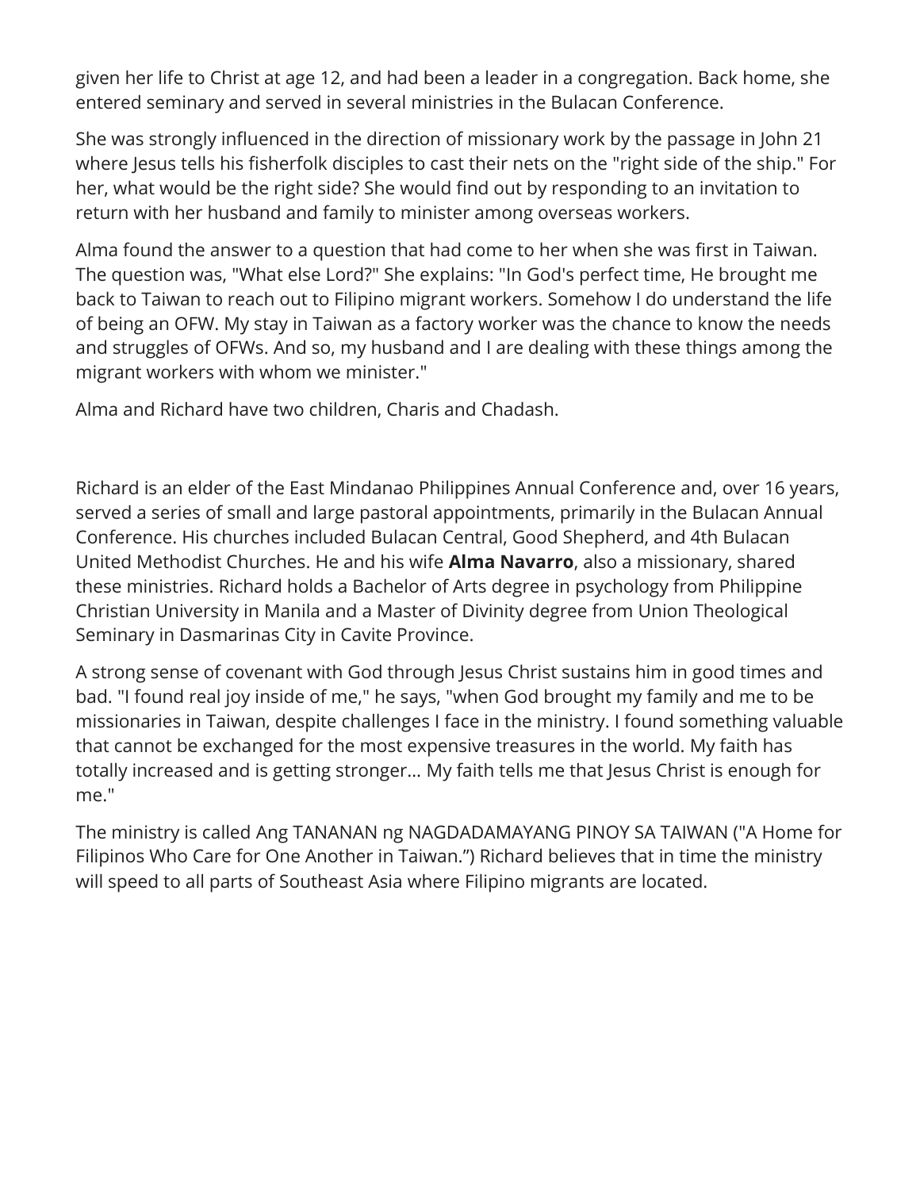given her life to Christ at age 12, and had been a leader in a congregation. Back home, she entered seminary and served in several ministries in the Bulacan Conference.

She was strongly influenced in the direction of missionary work by the passage in John 21 where Jesus tells his fisherfolk disciples to cast their nets on the "right side of the ship." For her, what would be the right side? She would find out by responding to an invitation to return with her husband and family to minister among overseas workers.

Alma found the answer to a question that had come to her when she was first in Taiwan. The question was, "What else Lord?" She explains: "In God's perfect time, He brought me back to Taiwan to reach out to Filipino migrant workers. Somehow I do understand the life of being an OFW. My stay in Taiwan as a factory worker was the chance to know the needs and struggles of OFWs. And so, my husband and I are dealing with these things among the migrant workers with whom we minister."

Alma and Richard have two children, Charis and Chadash.

Richard is an elder of the East Mindanao Philippines Annual Conference and, over 16 years, served a series of small and large pastoral appointments, primarily in the Bulacan Annual Conference. His churches included Bulacan Central, Good Shepherd, and 4th Bulacan United Methodist Churches. He and his wife **Alma Navarro**, also a missionary, shared these ministries. Richard holds a Bachelor of Arts degree in psychology from Philippine Christian University in Manila and a Master of Divinity degree from Union Theological Seminary in Dasmarinas City in Cavite Province.

A strong sense of covenant with God through Jesus Christ sustains him in good times and bad. "I found real joy inside of me," he says, "when God brought my family and me to be missionaries in Taiwan, despite challenges I face in the ministry. I found something valuable that cannot be exchanged for the most expensive treasures in the world. My faith has totally increased and is getting stronger... My faith tells me that Jesus Christ is enough for me."

The ministry is called Ang TANANAN ng NAGDADAMAYANG PINOY SA TAIWAN ("A Home for Filipinos Who Care for One Another in Taiwan.") Richard believes that in time the ministry will speed to all parts of Southeast Asia where Filipino migrants are located.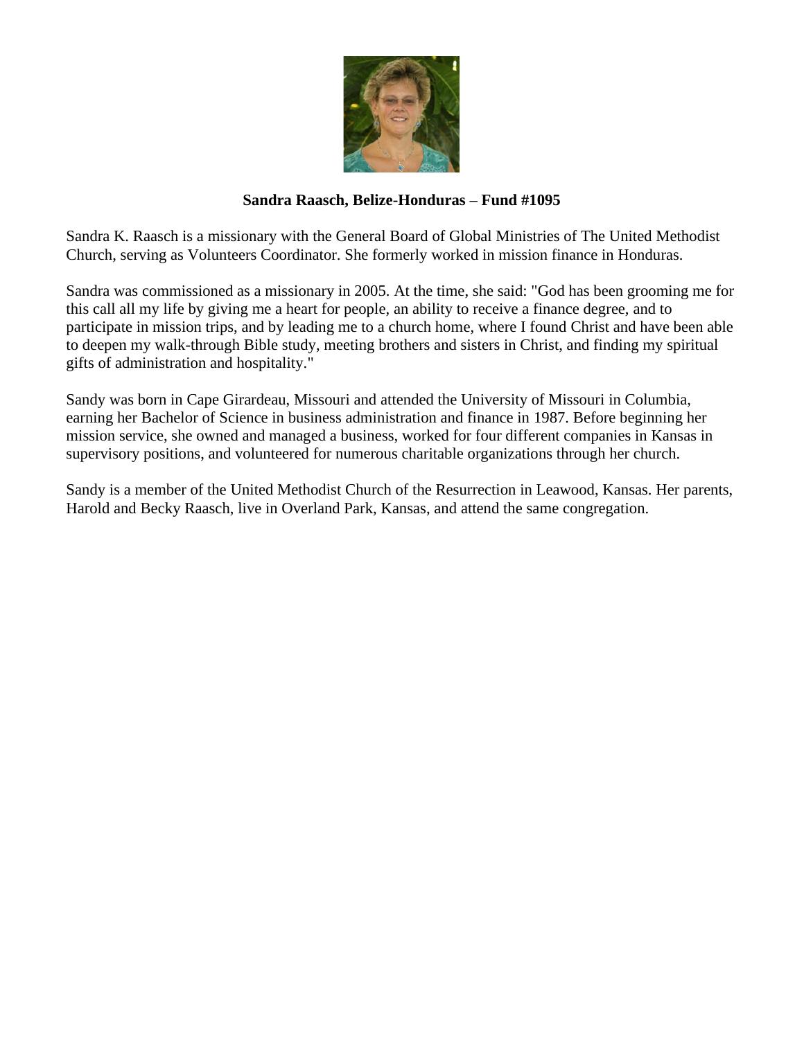**Sandra Raasch, Belize-Honduras – Fund #1095**

Sandra K. Raasch is a missionary with the General Board of Global Ministries of The United Methodist Church, serving as Volunteers Coordinator. She formerly worked in mission finance in Honduras.

Sandra was commissioned as a missionary in 2005. At the time, she said: "God has been grooming me for this call all my life by giving me a heart for people, an ability to receive a finance degree, and to participate in mission trips, and by leading me to a church home, where I found Christ and have been able to deepen my walk-through Bible study, meeting brothers and sisters in Christ, and finding my spiritual gifts of administration and hospitality."

Sandy was born in Cape Girardeau, Missouri and attended the University of Missouri in Columbia, earning her Bachelor of Science in business administration and finance in 1987. Before beginning her mission service, she owned and managed a business, worked for four different companies in Kansas in supervisory positions, and volunteered for numerous charitable organizations through her church.

Sandy is a member of the United Methodist Church of the Resurrection in Leawood, Kansas. Her parents, Harold and Becky Raasch, live in Overland Park, Kansas, and attend the same congregation.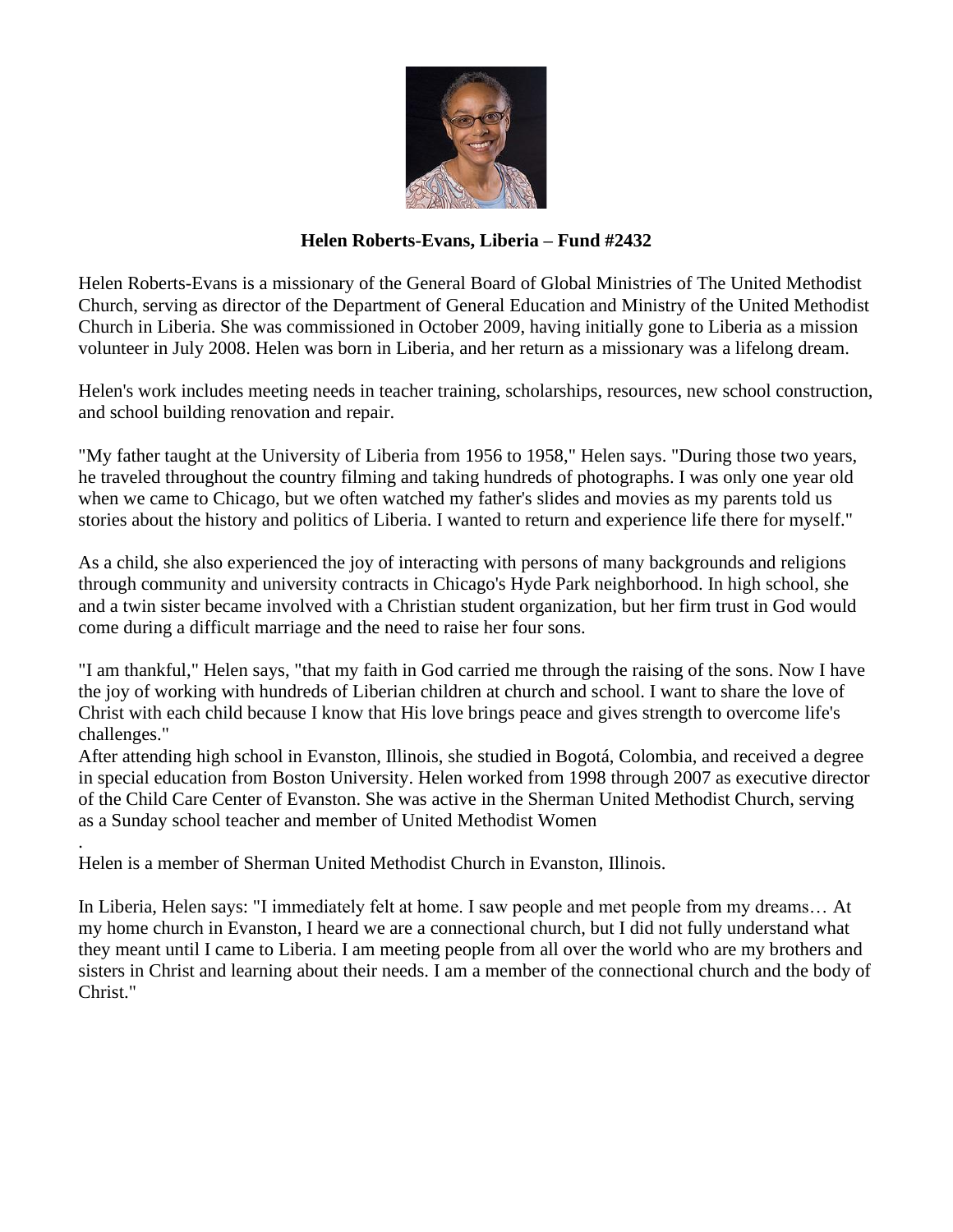**Helen Roberts-Evans, Liberia – Fund #2432**

Helen Roberts-Evans is a missionary of the General Board of Global Ministries of The United Methodist Church, serving as director of the Department of General Education and Ministry of the United Methodist Church in Liberia. She was commissioned in October 2009, having initially gone to Liberia as a mission volunteer in July 2008. Helen was born in Liberia, and her return as a missionary was a lifelong dream.

Helen's work includes meeting needs in teacher training, scholarships, resources, new school construction, and school building renovation and repair.

"My father taught at the University of Liberia from 1956 to 1958," Helen says. "During those two years, he traveled throughout the country filming and taking hundreds of photographs. I was only one year old when we came to Chicago, but we often watched my father's slides and movies as my parents told us stories about the history and politics of Liberia. I wanted to return and experience life there for myself."

As a child, she also experienced the joy of interacting with persons of many backgrounds and religions through community and university contracts in Chicago's Hyde Park neighborhood. In high school, she and a twin sister became involved with a Christian student organization, but her firm trust in God would come during a difficult marriage and the need to raise her four sons.

"I am thankful," Helen says, "that my faith in God carried me through the raising of the sons. Now I have the joy of working with hundreds of Liberian children at church and school. I want to share the love of Christ with each child because I know that His love brings peace and gives strength to overcome life's challenges."
After attending high school in Evanston, Illinois, she studied in Bogotá, Colombia, and received a degree in special education from Boston University. Helen worked from 1998 through 2007 as executive director of the Child Care Center of Evanston. She was active in the Sherman United Methodist Church, serving as a Sunday school teacher and member of United Methodist Women
.
Helen is a member of Sherman United Methodist Church in Evanston, Illinois.

In Liberia, Helen says: "I immediately felt at home. I saw people and met people from my dreams… At my home church in Evanston, I heard we are a connectional church, but I did not fully understand what they meant until I came to Liberia. I am meeting people from all over the world who are my brothers and sisters in Christ and learning about their needs. I am a member of the connectional church and the body of Christ."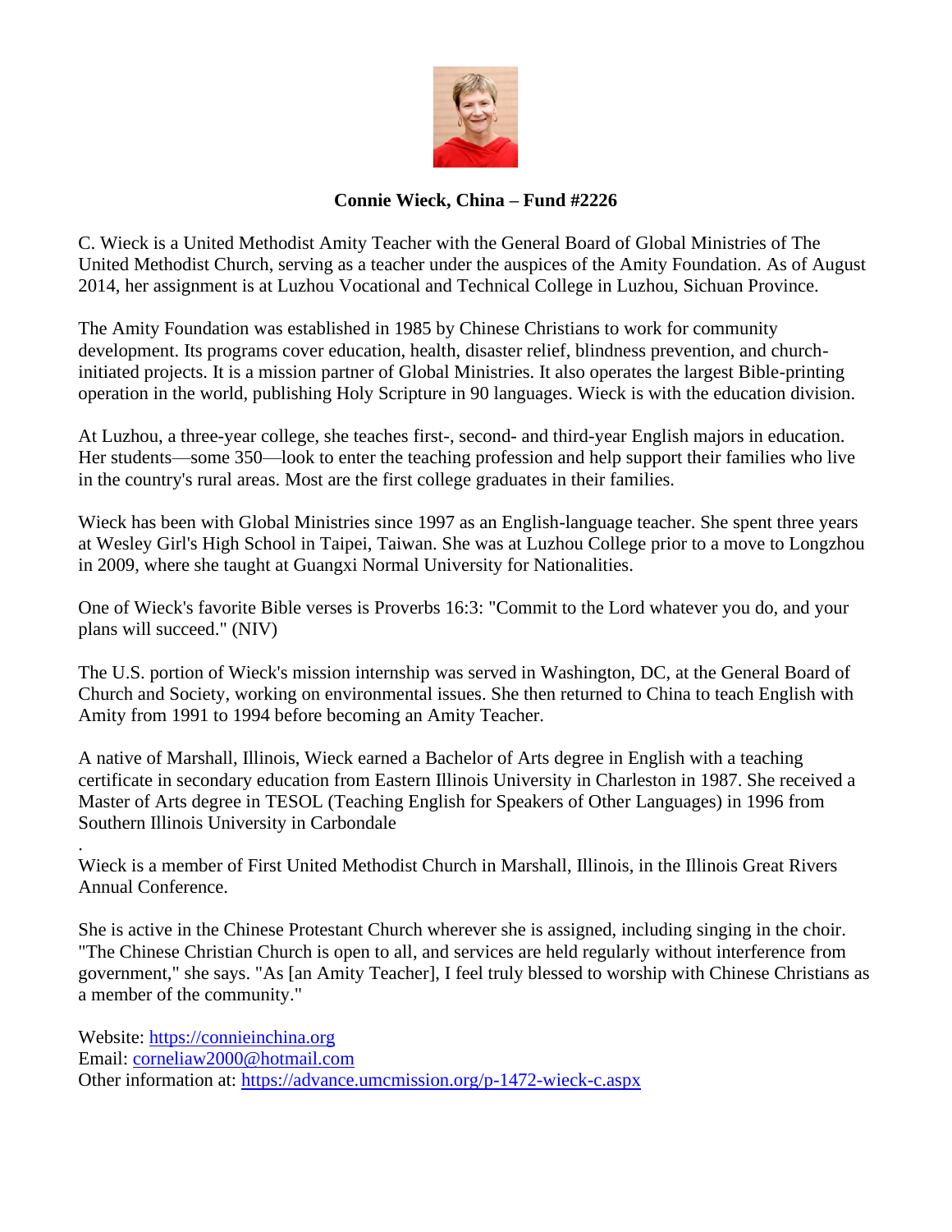**Connie Wieck, China – Fund #2226**

C. Wieck is a United Methodist Amity Teacher with the General Board of Global Ministries of The United Methodist Church, serving as a teacher under the auspices of the Amity Foundation. As of August 2014, her assignment is at Luzhou Vocational and Technical College in Luzhou, Sichuan Province.

The Amity Foundation was established in 1985 by Chinese Christians to work for community development. Its programs cover education, health, disaster relief, blindness prevention, and church-initiated projects. It is a mission partner of Global Ministries. It also operates the largest Bible-printing operation in the world, publishing Holy Scripture in 90 languages. Wieck is with the education division.

At Luzhou, a three-year college, she teaches first-, second- and third-year English majors in education. Her students—some 350—look to enter the teaching profession and help support their families who live in the country's rural areas. Most are the first college graduates in their families.

Wieck has been with Global Ministries since 1997 as an English-language teacher. She spent three years at Wesley Girl's High School in Taipei, Taiwan. She was at Luzhou College prior to a move to Longzhou in 2009, where she taught at Guangxi Normal University for Nationalities.

One of Wieck's favorite Bible verses is Proverbs 16:3: "Commit to the Lord whatever you do, and your plans will succeed." (NIV)

The U.S. portion of Wieck's mission internship was served in Washington, DC, at the General Board of Church and Society, working on environmental issues. She then returned to China to teach English with Amity from 1991 to 1994 before becoming an Amity Teacher.

A native of Marshall, Illinois, Wieck earned a Bachelor of Arts degree in English with a teaching certificate in secondary education from Eastern Illinois University in Charleston in 1987. She received a Master of Arts degree in TESOL (Teaching English for Speakers of Other Languages) in 1996 from Southern Illinois University in Carbondale

.

Wieck is a member of First United Methodist Church in Marshall, Illinois, in the Illinois Great Rivers Annual Conference.

She is active in the Chinese Protestant Church wherever she is assigned, including singing in the choir. "The Chinese Christian Church is open to all, and services are held regularly without interference from government," she says. "As [an Amity Teacher], I feel truly blessed to worship with Chinese Christians as a member of the community."

Website: https://connieinchina.org
Email: corneliaw2000@hotmail.com
Other information at: https://advance.umcmission.org/p-1472-wieck-c.aspx